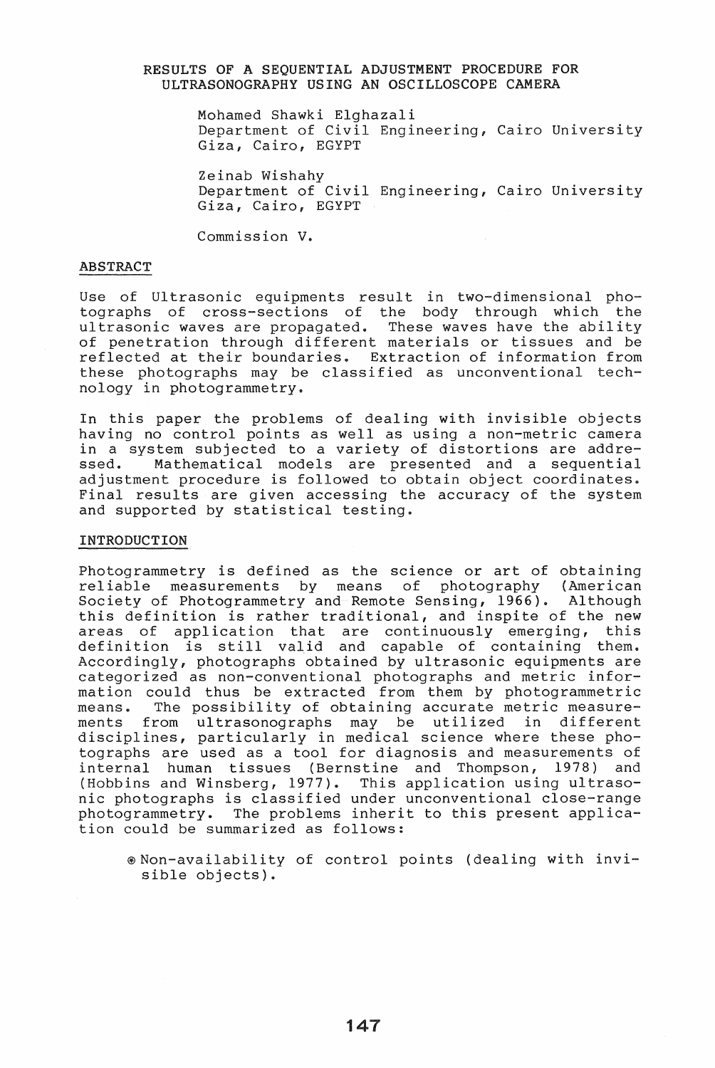# RESULTS OF A SEQUENTIAL ADJUSTMENT PROCEDURE FOR ULTRASONOGRAPHY USING AN OSCILLOSCOPE CAMERA

Mohamed Shawki Elghazali
Department of Civil Engineering, Cairo University
Giza, Cairo, EGYPT

Zeinab Wishahy
Department of Civil Engineering, Cairo University
Giza, Cairo, EGYPT

Commission V.

## ABSTRACT

Use of Ultrasonic equipments result in two-dimensional photographs of cross-sections of the body through which the ultrasonic waves are propagated. These waves have the ability of penetration through different materials or tissues and be reflected at their boundaries. Extraction of information from these photographs may be classified as unconventional technology in photogrammetry.

In this paper the problems of dealing with invisible objects having no control points as well as using a non-metric camera in a system subjected to a variety of distortions are addressed. Mathematical models are presented and a sequential adjustment procedure is followed to obtain object coordinates. Final results are given accessing the accuracy of the system and supported by statistical testing.

## INTRODUCTION

Photogrammetry is defined as the science or art of obtaining reliable measurements by means of photography (American Society of Photogrammetry and Remote Sensing, 1966). Although this definition is rather traditional, and inspite of the new areas of application that are continuously emerging, this definition is still valid and capable of containing them. Accordingly, photographs obtained by ultrasonic equipments are categorized as non-conventional photographs and metric information could thus be extracted from them by photogrammetric means. The possibility of obtaining accurate metric measurements from ultrasonographs may be utilized in different disciplines, particularly in medical science where these photographs are used as a tool for diagnosis and measurements of internal human tissues (Bernstine and Thompson, 1978) and (Hobbins and Winsberg, 1977). This application using ultrasonic photographs is classified under unconventional close-range photogrammetry. The problems inherit to this present application could be summarized as follows:

- Non-availability of control points (dealing with invisible objects).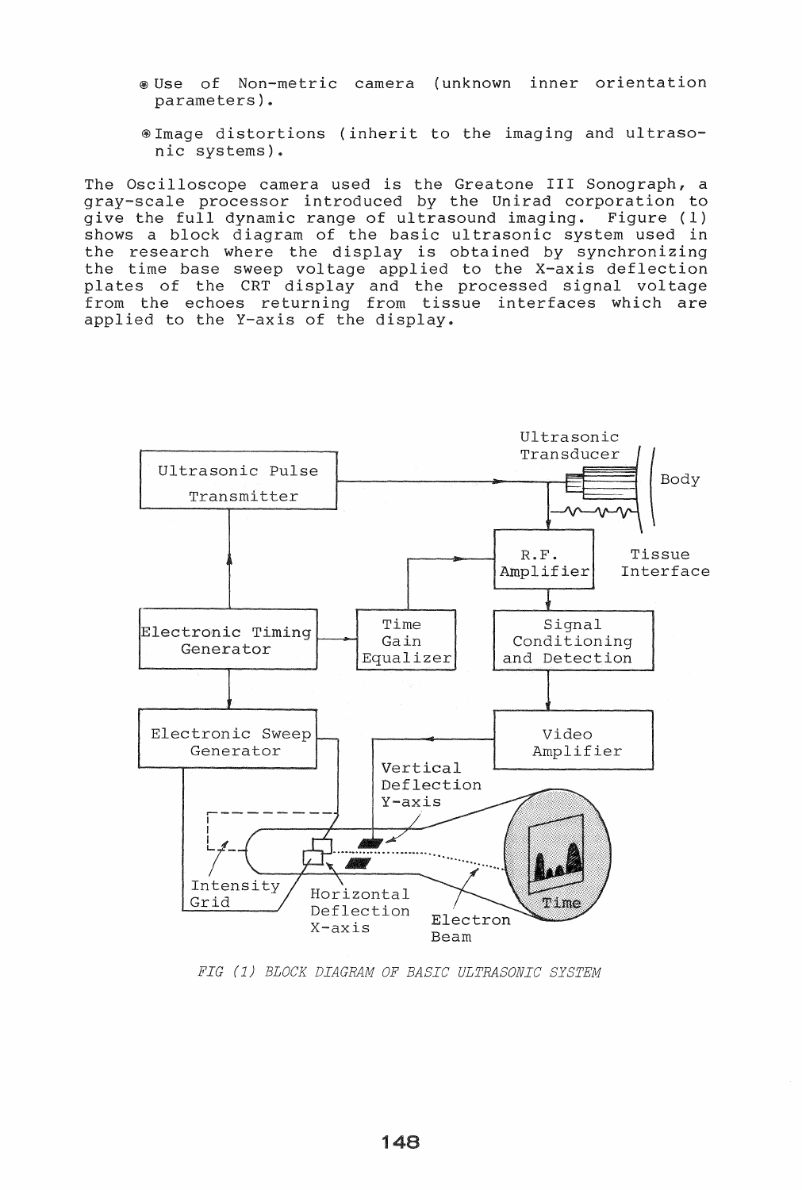- Use of Non-metric camera (unknown inner orientation parameters).
- Image distortions (inherit to the imaging and ultrasonic systems).

The Oscilloscope camera used is the Greatone III Sonograph, a gray-scale processor introduced by the Unirad corporation to give the full dynamic range of ultrasound imaging. Figure (1) shows a block diagram of the basic ultrasonic system used in the research where the display is obtained by synchronizing the time base sweep voltage applied to the X-axis deflection plates of the CRT display and the processed signal voltage from the echoes returning from tissue interfaces which are applied to the Y-axis of the display.

*FIG (1) BLOCK DIAGRAM OF BASIC ULTRASONIC SYSTEM*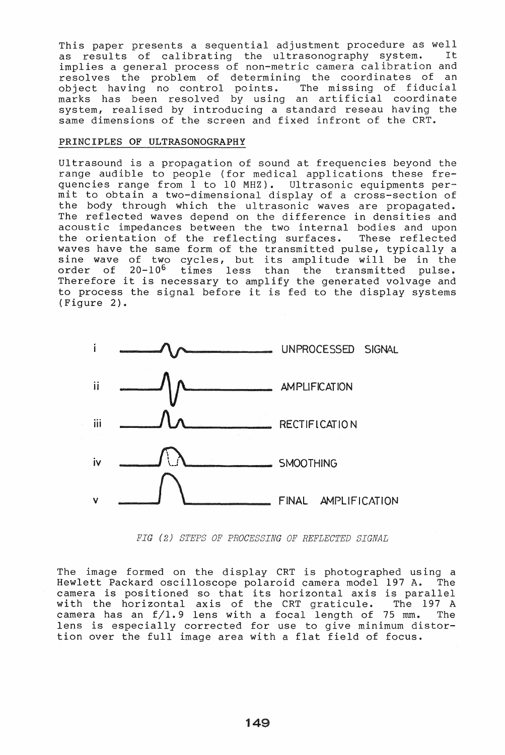This paper presents a sequential adjustment procedure as well as results of calibrating the ultrasonography system. It implies a general process of non-metric camera calibration and resolves the problem of determining the coordinates of an object having no control points. The missing of fiducial marks has been resolved by using an artificial coordinate system, realised by introducing a standard reseau having the same dimensions of the screen and fixed infront of the CRT.

## PRINCIPLES OF ULTRASONOGRAPHY

Ultrasound is a propagation of sound at frequencies beyond the range audible to people (for medical applications these frequencies range from 1 to 10 MHZ). Ultrasonic equipments permit to obtain a two-dimensional display of a cross-section of the body through which the ultrasonic waves are propagated. The reflected waves depend on the difference in densities and acoustic impedances between the two internal bodies and upon the orientation of the reflecting surfaces. These reflected waves have the same form of the transmitted pulse, typically a sine wave of two cycles, but its amplitude will be in the order of $20\text{-}10^6$ times less than the transmitted pulse. Therefore it is necessary to amplify the generated volvage and to process the signal before it is fed to the display systems (Figure 2).

i UNPROCESSED SIGNAL

ii AMPLIFICATION

iii RECTIFICATION

iv SMOOTHING

v FINAL AMPLIFICATION

*FIG (2) STEPS OF PROCESSING OF REFLECTED SIGNAL*

The image formed on the display CRT is photographed using a Hewlett Packard oscilloscope polaroid camera model 197 A. The camera is positioned so that its horizontal axis is parallel with the horizontal axis of the CRT graticule. The 197 A camera has an f/1.9 lens with a focal length of 75 mm. The lens is especially corrected for use to give minimum distortion over the full image area with a flat field of focus.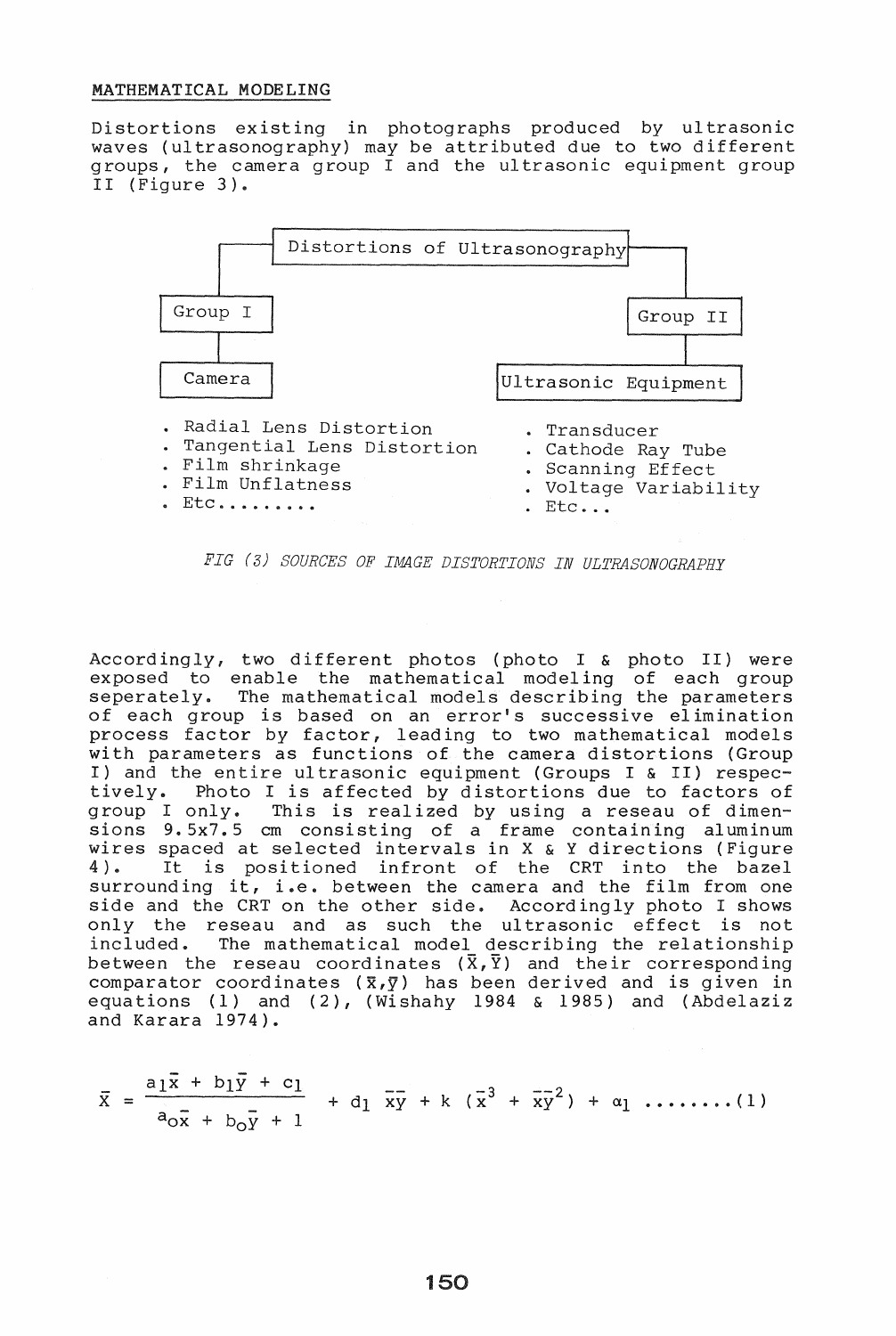## MATHEMATICAL MODELING

Distortions existing in photographs produced by ultrasonic waves (ultrasonography) may be attributed due to two different groups, the camera group I and the ultrasonic equipment group II (Figure 3).

Distortions of Ultrasonography

Group I

Camera

- Radial Lens Distortion
- Tangential Lens Distortion
- Film shrinkage
- Film Unflatness
- Etc.........

Group II

Ultrasonic Equipment

- Transducer
- Cathode Ray Tube
- Scanning Effect
- Voltage Variability
- Etc...

*FIG (3) SOURCES OF IMAGE DISTORTIONS IN ULTRASONOGRAPHY*

Accordingly, two different photos (photo I & photo II) were exposed to enable the mathematical modeling of each group seperately. The mathematical models describing the parameters of each group is based on an error's successive elimination process factor by factor, leading to two mathematical models with parameters as functions of the camera distortions (Group I) and the entire ultrasonic equipment (Groups I & II) respectively. Photo I is affected by distortions due to factors of group I only. This is realized by using a reseau of dimensions 9.5x7.5 cm consisting of a frame containing aluminum wires spaced at selected intervals in X & Y directions (Figure 4). It is positioned infront of the CRT into the bazel surrounding it, i.e. between the camera and the film from one side and the CRT on the other side. Accordingly photo I shows only the reseau and as such the ultrasonic effect is not included. The mathematical model describing the relationship between the reseau coordinates $(\bar{X},\bar{Y})$ and their corresponding comparator coordinates $(\bar{x},\bar{y})$ has been derived and is given in equations (1) and (2), (Wishahy 1984 & 1985) and (Abdelaziz and Karara 1974).

$$\bar{X} = \frac{a_1\bar{x} + b_1\bar{y} + c_1}{a_o\bar{x} + b_o\bar{y} + 1} + d_1\,\bar{x}\bar{y} + k\,(\bar{x}^3 + \bar{x}\bar{y}^2) + \alpha_1 \;........(1)$$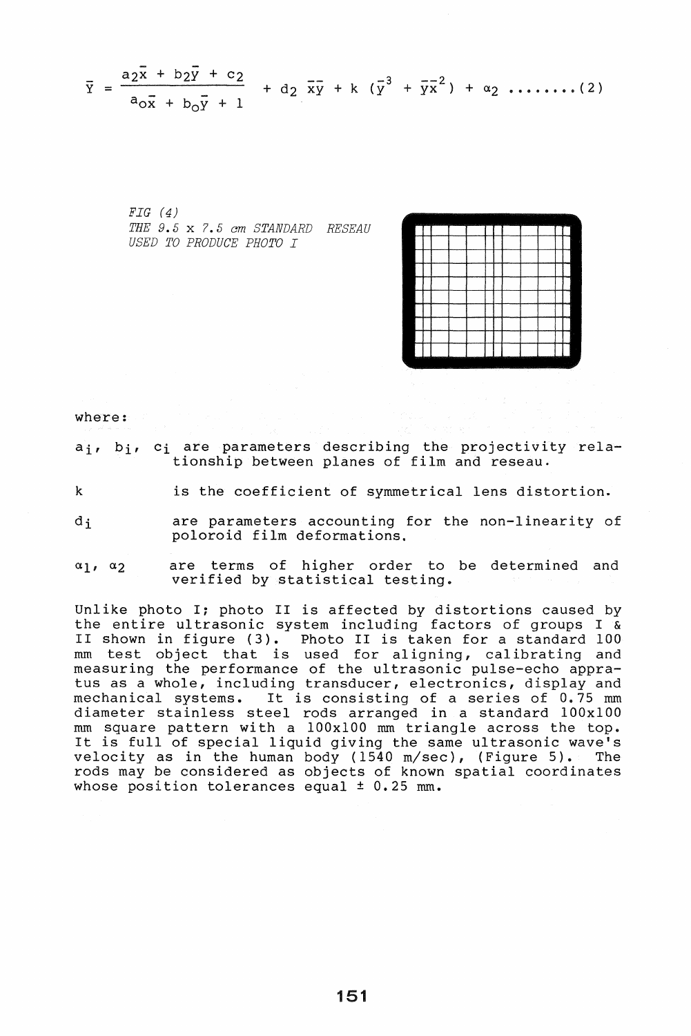$$\bar{Y} = \frac{a_2\bar{x} + b_2\bar{y} + c_2}{a_o\bar{x} + b_o\bar{y} + 1} + d_2\ \bar{x}\bar{y} + k\ (\bar{y}^3 + \bar{y}\bar{x}^2) + \alpha_2 \ \ldots\ldots\ldots(2)$$

*FIG (4)*
*THE 9.5 x 7.5 cm STANDARD RESEAU USED TO PRODUCE PHOTO I*

where:

$a_i$, $b_i$, $c_i$ are parameters describing the projectivity relationship between planes of film and reseau.

$k$ is the coefficient of symmetrical lens distortion.

$d_i$ are parameters accounting for the non-linearity of poloroid film deformations.

$\alpha_1$, $\alpha_2$ are terms of higher order to be determined and verified by statistical testing.

Unlike photo I; photo II is affected by distortions caused by the entire ultrasonic system including factors of groups I & II shown in figure (3). Photo II is taken for a standard 100 mm test object that is used for aligning, calibrating and measuring the performance of the ultrasonic pulse-echo appratus as a whole, including transducer, electronics, display and mechanical systems. It is consisting of a series of 0.75 mm diameter stainless steel rods arranged in a standard 100x100 mm square pattern with a 100x100 mm triangle across the top. It is full of special liquid giving the same ultrasonic wave's velocity as in the human body (1540 m/sec), (Figure 5). The rods may be considered as objects of known spatial coordinates whose position tolerances equal ± 0.25 mm.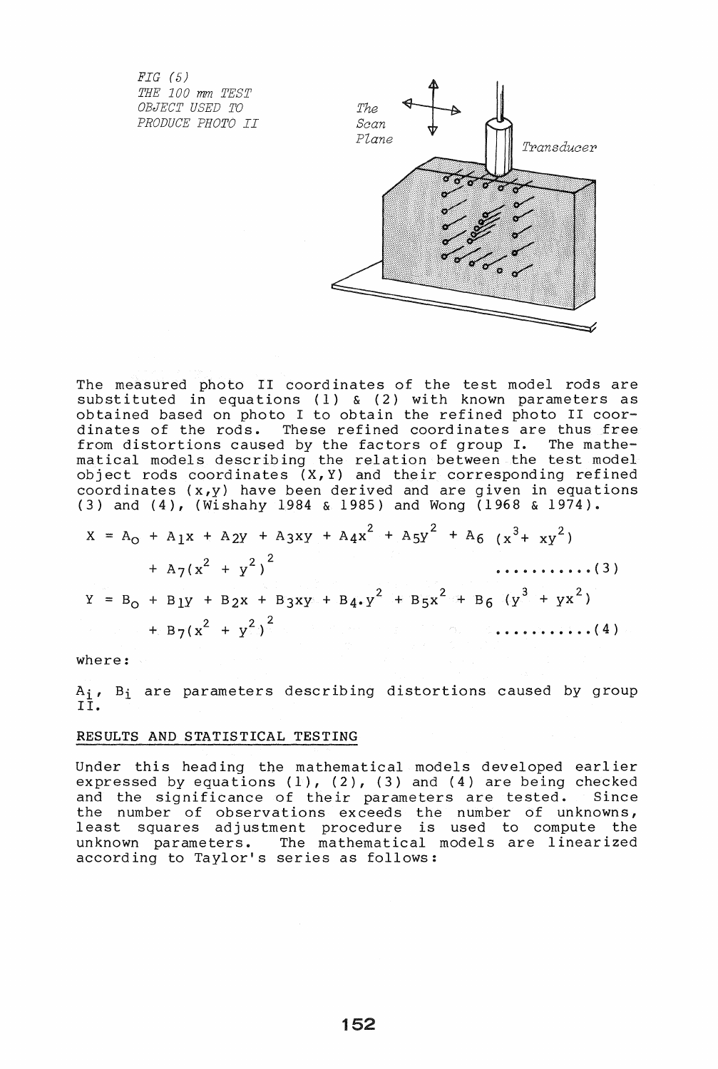*FIG (5)*
*THE 100 mm TEST OBJECT USED TO PRODUCE PHOTO II*

*The Scan Plane*

*Transducer*

The measured photo II coordinates of the test model rods are substituted in equations (1) & (2) with known parameters as obtained based on photo I to obtain the refined photo II coordinates of the rods. These refined coordinates are thus free from distortions caused by the factors of group I. The mathematical models describing the relation between the test model object rods coordinates (X,Y) and their corresponding refined coordinates (x,y) have been derived and are given in equations (3) and (4), (Wishahy 1984 & 1985) and Wong (1968 & 1974).

$$X = A_0 + A_1 x + A_2 y + A_3 xy + A_4 x^2 + A_5 y^2 + A_6 (x^3 + xy^2) + A_7 (x^2 + y^2)^2 \qquad \ldots\ldots\ldots\ldots(3)$$

$$Y = B_0 + B_1 y + B_2 x + B_3 xy + B_4 . y^2 + B_5 x^2 + B_6 (y^3 + yx^2) + B_7 (x^2 + y^2)^2 \qquad \ldots\ldots\ldots\ldots(4)$$

where:

$A_i$, $B_i$ are parameters describing distortions caused by group II.

## RESULTS AND STATISTICAL TESTING

Under this heading the mathematical models developed earlier expressed by equations (1), (2), (3) and (4) are being checked and the significance of their parameters are tested. Since the number of observations exceeds the number of unknowns, least squares adjustment procedure is used to compute the unknown parameters. The mathematical models are linearized according to Taylor's series as follows: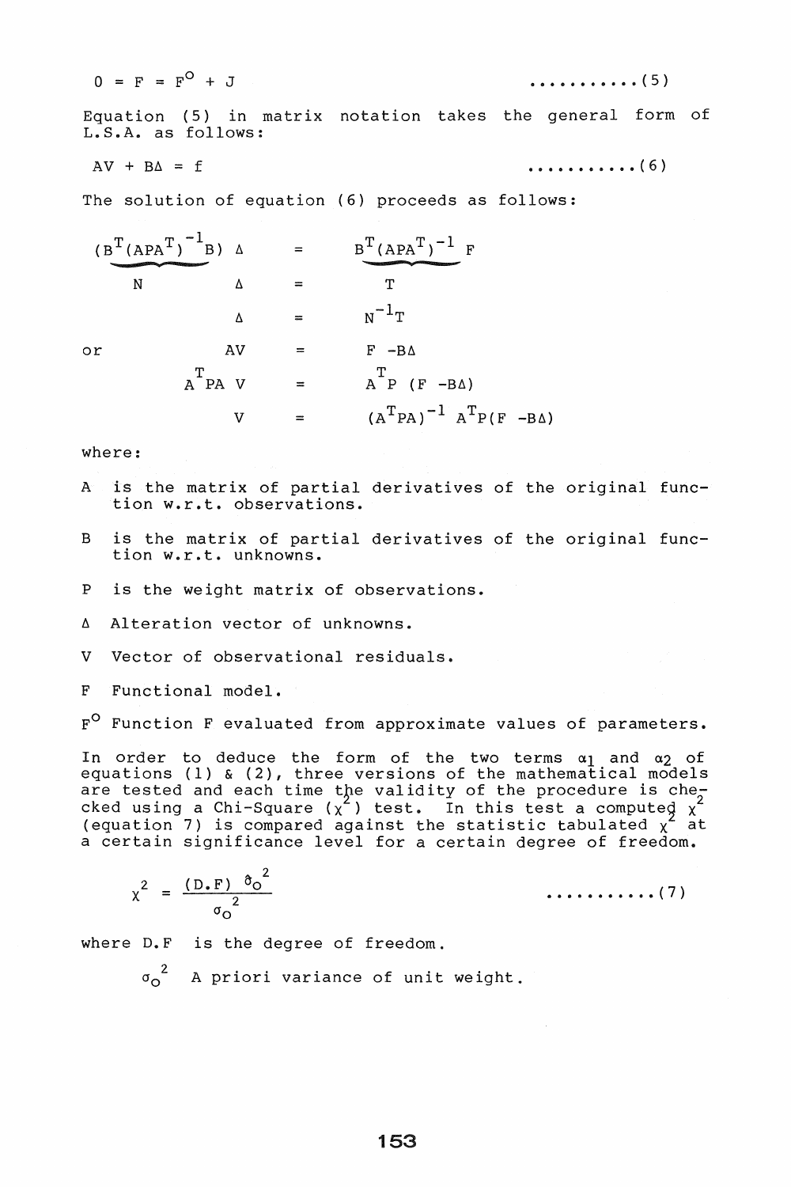$$0 = F = F^{o} + J \qquad \text{...........(5)}$$

Equation (5) in matrix notation takes the general form of L.S.A. as follows:

$$AV + B\Delta = f \qquad \text{...........(6)}$$

The solution of equation (6) proceeds as follows:

$$\underbrace{(B^{T}(APA^{T})^{-1}B)}_{N}\,\Delta = \underbrace{B^{T}(APA^{T})^{-1}\,F}_{T}$$

$$N \quad \Delta = T$$

$$\Delta = N^{-1}T$$

or

$$AV = F - B\Delta$$

$$A^{T}PA\;V = A^{T}P\;(F - B\Delta)$$

$$V = (A^{T}PA)^{-1}\;A^{T}P(F - B\Delta)$$

where:

A is the matrix of partial derivatives of the original function w.r.t. observations.

B is the matrix of partial derivatives of the original function w.r.t. unknowns.

P is the weight matrix of observations.

$\Delta$ Alteration vector of unknowns.

V Vector of observational residuals.

F Functional model.

$F^{o}$ Function F evaluated from approximate values of parameters.

In order to deduce the form of the two terms $\alpha_1$ and $\alpha_2$ of equations (1) & (2), three versions of the mathematical models are tested and each time the validity of the procedure is checked using a Chi-Square ($\chi^2$) test. In this test a computed $\chi^2$ (equation 7) is compared against the statistic tabulated $\chi^2$ at a certain significance level for a certain degree of freedom.

$$\chi^2 = \frac{(D.F)\ \hat{\sigma}_o^{\,2}}{\sigma_o^{\,2}} \qquad \text{...........(7)}$$

where D.F is the degree of freedom.

$\sigma_o^{\,2}$ A priori variance of unit weight.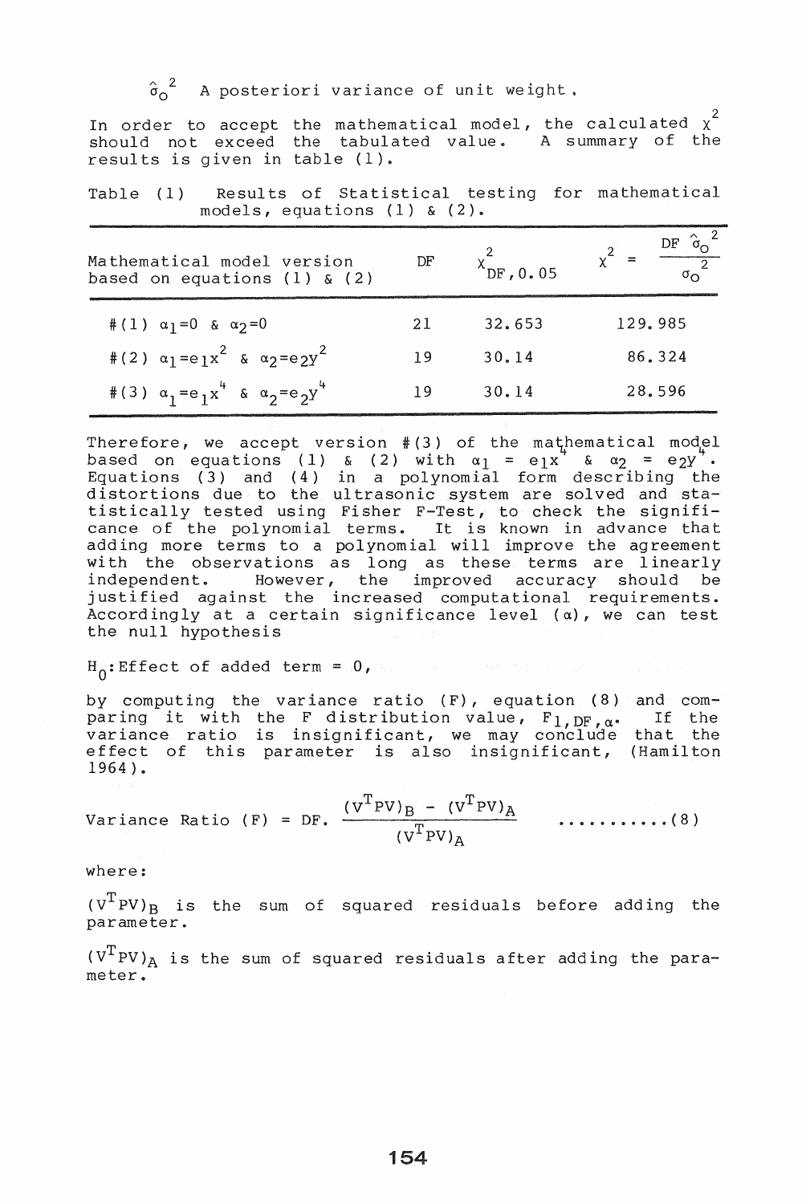$\hat{\sigma}_o^2$ A posteriori variance of unit weight.

In order to accept the mathematical model, the calculated $\chi^2$ should not exceed the tabulated value. A summary of the results is given in table (1).

Table (1) Results of Statistical testing for mathematical models, equations (1) & (2).

| Mathematical model version based on equations (1) & (2) | DF | $\chi^2_{DF,0.05}$ | $\chi^2 = \frac{DF\ \hat{\sigma}_o^2}{\sigma_o^2}$ |
|---|---|---|---|
| #(1) $\alpha_1=0$ & $\alpha_2=0$ | 21 | 32.653 | 129.985 |
| #(2) $\alpha_1=e_1x^2$ & $\alpha_2=e_2y^2$ | 19 | 30.14 | 86.324 |
| #(3) $\alpha_1=e_1x^4$ & $\alpha_2=e_2y^4$ | 19 | 30.14 | 28.596 |

Therefore, we accept version #(3) of the mathematical model based on equations (1) & (2) with $\alpha_1 = e_1x^4$ & $\alpha_2 = e_2y^4$. Equations (3) and (4) in a polynomial form describing the distortions due to the ultrasonic system are solved and statistically tested using Fisher F-Test, to check the significance of the polynomial terms. It is known in advance that adding more terms to a polynomial will improve the agreement with the observations as long as these terms are linearly independent. However, the improved accuracy should be justified against the increased computational requirements. Accordingly at a certain significance level ($\alpha$), we can test the null hypothesis

$H_0$: Effect of added term = 0,

by computing the variance ratio (F), equation (8) and comparing it with the F distribution value, $F_{1,DF,\alpha}$. If the variance ratio is insignificant, we may conclude that the effect of this parameter is also insignificant, (Hamilton 1964).

$$\text{Variance Ratio (F)} = DF. \frac{(V^TPV)_B - (V^TPV)_A}{(V^TPV)_A} \quad \text{...........(8)}$$

where:

$(V^TPV)_B$ is the sum of squared residuals before adding the parameter.

$(V^TPV)_A$ is the sum of squared residuals after adding the parameter.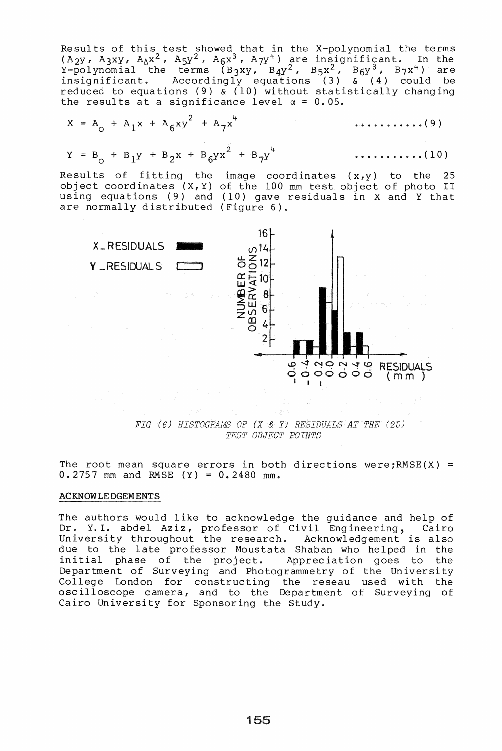Results of this test showed that in the X-polynomial the terms ($A_2y$, $A_3xy$, $A_4x^2$, $A_5y^2$, $A_6x^3$, $A_7y^4$) are insignificant. In the Y-polynomial the terms ($B_3xy$, $B_4y^2$, $B_5x^2$, $B_6y^3$, $B_7x^4$) are insignificant. Accordingly equations (3) & (4) could be reduced to equations (9) & (10) without statistically changing the results at a significance level $\alpha = 0.05$.

$$X = A_o + A_1x + A_6xy^2 + A_7x^4 \qquad \text{...........(9)}$$

$$Y = B_o + B_1y + B_2x + B_6yx^2 + B_7y^4 \qquad \text{...........(10)}$$

Results of fitting the image coordinates (x,y) to the 25 object coordinates (X,Y) of the 100 mm test object of photo II using equations (9) and (10) gave residuals in X and Y that are normally distributed (Figure 6).

X_RESIDUALS

Y_RESIDUALS

NUMBER OF OBSERVATIONS

16
14
12
10
8
6
4
2

-0.6
-0.4
-0.2
0.0
0.2
0.4
0.6

RESIDUALS (mm)

*FIG (6) HISTOGRAMS OF (X & Y) RESIDUALS AT THE (25) TEST OBJECT POINTS*

The root mean square errors in both directions were; RMSE(X) = 0.2757 mm and RMSE (Y) = 0.2480 mm.

## ACKNOWLEDGEMENTS

The authors would like to acknowledge the guidance and help of Dr. Y.I. abdel Aziz, professor of Civil Engineering, Cairo University throughout the research. Acknowledgement is also due to the late professor Moustata Shaban who helped in the initial phase of the project. Appreciation goes to the Department of Surveying and Photogrammetry of the University College London for constructing the reseau used with the oscilloscope camera, and to the Department of Surveying of Cairo University for Sponsoring the Study.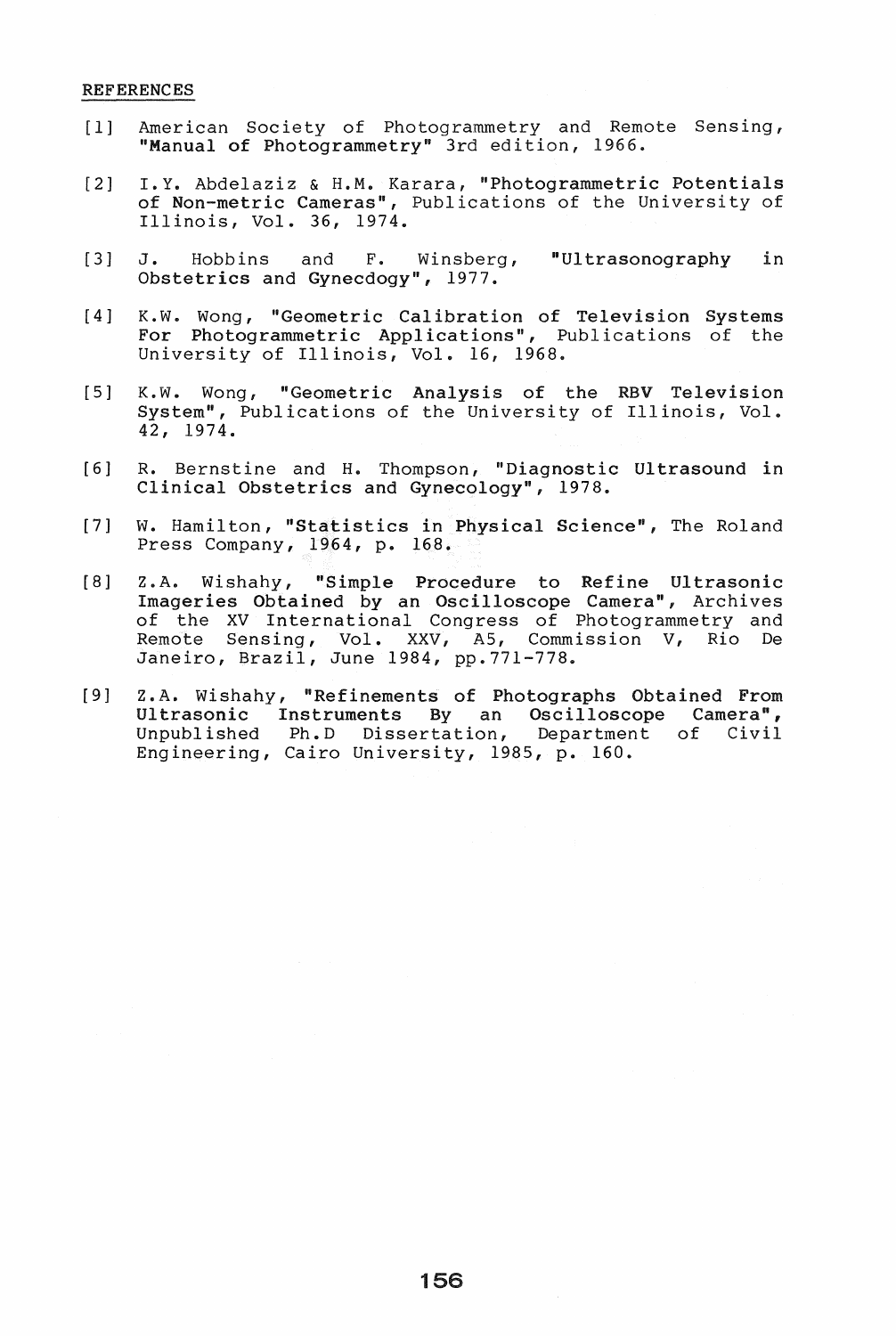## REFERENCES

[1] American Society of Photogrammetry and Remote Sensing, "**Manual of Photogrammetry**" 3rd edition, 1966.

[2] I.Y. Abdelaziz & H.M. Karara, "**Photogrammetric Potentials of Non-metric Cameras**", Publications of the University of Illinois, Vol. 36, 1974.

[3] J. Hobbins and F. Winsberg, "**Ultrasonography in Obstetrics and Gynecdogy**", 1977.

[4] K.W. Wong, "**Geometric Calibration of Television Systems For Photogrammetric Applications**", Publications of the University of Illinois, Vol. 16, 1968.

[5] K.W. Wong, "**Geometric Analysis of the RBV Television System**", Publications of the University of Illinois, Vol. 42, 1974.

[6] R. Bernstine and H. Thompson, "**Diagnostic Ultrasound in Clinical Obstetrics and Gynecology**", 1978.

[7] W. Hamilton, "**Statistics in Physical Science**", The Roland Press Company, 1964, p. 168.

[8] Z.A. Wishahy, "**Simple Procedure to Refine Ultrasonic Imageries Obtained by an Oscilloscope Camera**", Archives of the XV International Congress of Photogrammetry and Remote Sensing, Vol. XXV, A5, Commission V, Rio De Janeiro, Brazil, June 1984, pp.771-778.

[9] Z.A. Wishahy, "**Refinements of Photographs Obtained From Ultrasonic Instruments By an Oscilloscope Camera**", Unpublished Ph.D Dissertation, Department of Civil Engineering, Cairo University, 1985, p. 160.